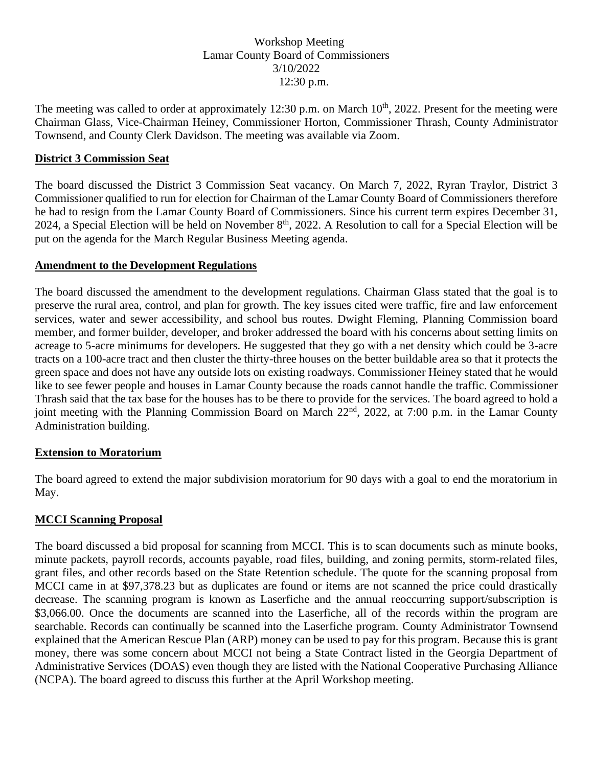Workshop Meeting
Lamar County Board of Commissioners
3/10/2022
12:30 p.m.

The meeting was called to order at approximately 12:30 p.m. on March 10th, 2022. Present for the meeting were Chairman Glass, Vice-Chairman Heiney, Commissioner Horton, Commissioner Thrash, County Administrator Townsend, and County Clerk Davidson. The meeting was available via Zoom.

## District 3 Commission Seat

The board discussed the District 3 Commission Seat vacancy. On March 7, 2022, Ryran Traylor, District 3 Commissioner qualified to run for election for Chairman of the Lamar County Board of Commissioners therefore he had to resign from the Lamar County Board of Commissioners. Since his current term expires December 31, 2024, a Special Election will be held on November 8th, 2022. A Resolution to call for a Special Election will be put on the agenda for the March Regular Business Meeting agenda.

## Amendment to the Development Regulations

The board discussed the amendment to the development regulations. Chairman Glass stated that the goal is to preserve the rural area, control, and plan for growth. The key issues cited were traffic, fire and law enforcement services, water and sewer accessibility, and school bus routes. Dwight Fleming, Planning Commission board member, and former builder, developer, and broker addressed the board with his concerns about setting limits on acreage to 5-acre minimums for developers. He suggested that they go with a net density which could be 3-acre tracts on a 100-acre tract and then cluster the thirty-three houses on the better buildable area so that it protects the green space and does not have any outside lots on existing roadways. Commissioner Heiney stated that he would like to see fewer people and houses in Lamar County because the roads cannot handle the traffic. Commissioner Thrash said that the tax base for the houses has to be there to provide for the services. The board agreed to hold a joint meeting with the Planning Commission Board on March 22nd, 2022, at 7:00 p.m. in the Lamar County Administration building.

## Extension to Moratorium

The board agreed to extend the major subdivision moratorium for 90 days with a goal to end the moratorium in May.

## MCCI Scanning Proposal

The board discussed a bid proposal for scanning from MCCI. This is to scan documents such as minute books, minute packets, payroll records, accounts payable, road files, building, and zoning permits, storm-related files, grant files, and other records based on the State Retention schedule. The quote for the scanning proposal from MCCI came in at $97,378.23 but as duplicates are found or items are not scanned the price could drastically decrease. The scanning program is known as Laserfiche and the annual reoccurring support/subscription is $3,066.00. Once the documents are scanned into the Laserfiche, all of the records within the program are searchable. Records can continually be scanned into the Laserfiche program. County Administrator Townsend explained that the American Rescue Plan (ARP) money can be used to pay for this program. Because this is grant money, there was some concern about MCCI not being a State Contract listed in the Georgia Department of Administrative Services (DOAS) even though they are listed with the National Cooperative Purchasing Alliance (NCPA). The board agreed to discuss this further at the April Workshop meeting.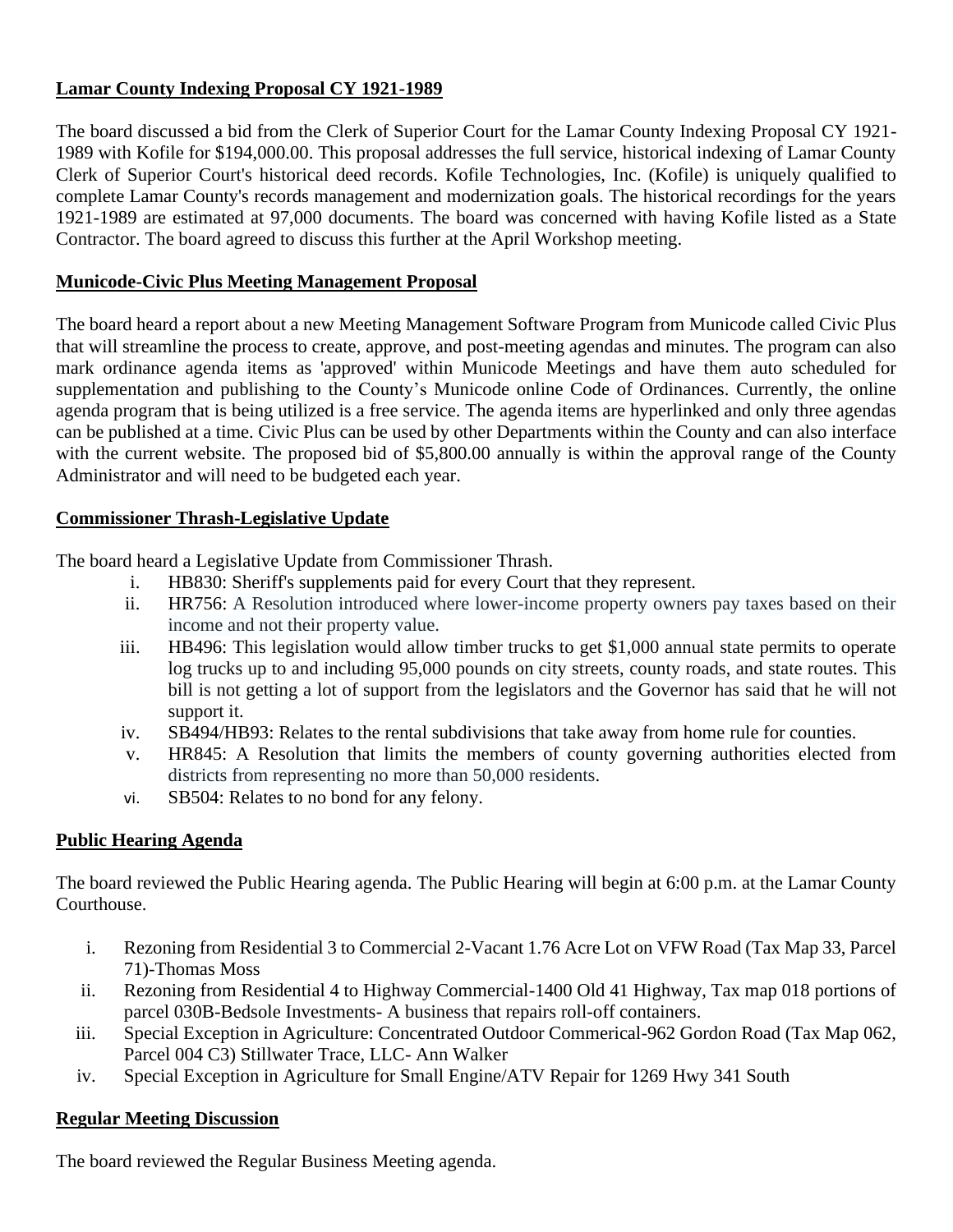**Lamar County Indexing Proposal CY 1921-1989**

The board discussed a bid from the Clerk of Superior Court for the Lamar County Indexing Proposal CY 1921-1989 with Kofile for $194,000.00. This proposal addresses the full service, historical indexing of Lamar County Clerk of Superior Court's historical deed records. Kofile Technologies, Inc. (Kofile) is uniquely qualified to complete Lamar County's records management and modernization goals. The historical recordings for the years 1921-1989 are estimated at 97,000 documents. The board was concerned with having Kofile listed as a State Contractor. The board agreed to discuss this further at the April Workshop meeting.

**Municode-Civic Plus Meeting Management Proposal**

The board heard a report about a new Meeting Management Software Program from Municode called Civic Plus that will streamline the process to create, approve, and post-meeting agendas and minutes. The program can also mark ordinance agenda items as 'approved' within Municode Meetings and have them auto scheduled for supplementation and publishing to the County's Municode online Code of Ordinances. Currently, the online agenda program that is being utilized is a free service. The agenda items are hyperlinked and only three agendas can be published at a time. Civic Plus can be used by other Departments within the County and can also interface with the current website. The proposed bid of $5,800.00 annually is within the approval range of the County Administrator and will need to be budgeted each year.

**Commissioner Thrash-Legislative Update**

The board heard a Legislative Update from Commissioner Thrash.

i. HB830: Sheriff's supplements paid for every Court that they represent.
ii. HR756: A Resolution introduced where lower-income property owners pay taxes based on their income and not their property value.
iii. HB496: This legislation would allow timber trucks to get $1,000 annual state permits to operate log trucks up to and including 95,000 pounds on city streets, county roads, and state routes. This bill is not getting a lot of support from the legislators and the Governor has said that he will not support it.
iv. SB494/HB93: Relates to the rental subdivisions that take away from home rule for counties.
v. HR845: A Resolution that limits the members of county governing authorities elected from districts from representing no more than 50,000 residents.
vi. SB504: Relates to no bond for any felony.

**Public Hearing Agenda**

The board reviewed the Public Hearing agenda. The Public Hearing will begin at 6:00 p.m. at the Lamar County Courthouse.

i. Rezoning from Residential 3 to Commercial 2-Vacant 1.76 Acre Lot on VFW Road (Tax Map 33, Parcel 71)-Thomas Moss
ii. Rezoning from Residential 4 to Highway Commercial-1400 Old 41 Highway, Tax map 018 portions of parcel 030B-Bedsole Investments- A business that repairs roll-off containers.
iii. Special Exception in Agriculture: Concentrated Outdoor Commerical-962 Gordon Road (Tax Map 062, Parcel 004 C3) Stillwater Trace, LLC- Ann Walker
iv. Special Exception in Agriculture for Small Engine/ATV Repair for 1269 Hwy 341 South

**Regular Meeting Discussion**

The board reviewed the Regular Business Meeting agenda.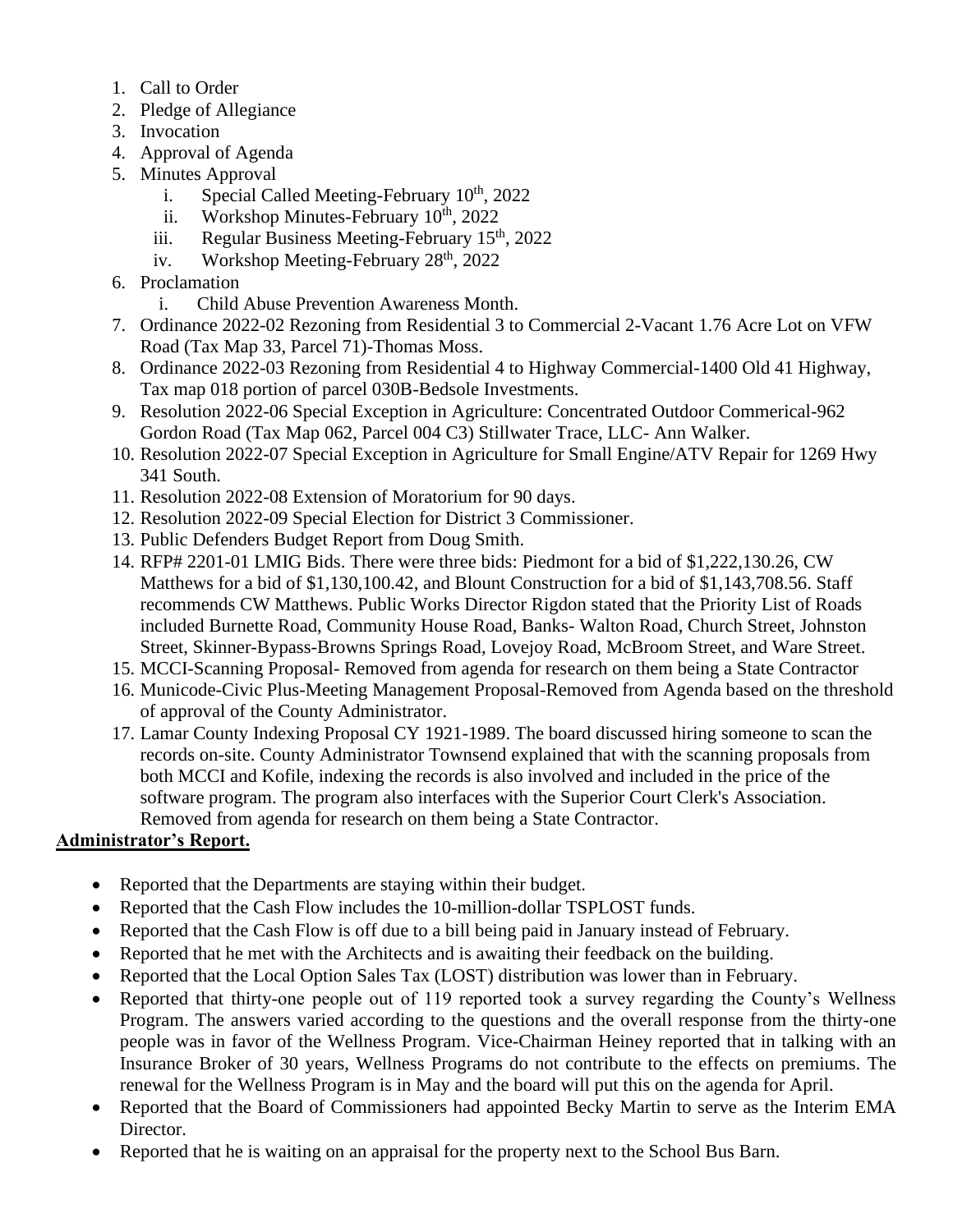1. Call to Order
2. Pledge of Allegiance
3. Invocation
4. Approval of Agenda
5. Minutes Approval
   i. Special Called Meeting-February 10th, 2022
   ii. Workshop Minutes-February 10th, 2022
   iii. Regular Business Meeting-February 15th, 2022
   iv. Workshop Meeting-February 28th, 2022
6. Proclamation
   i. Child Abuse Prevention Awareness Month.
7. Ordinance 2022-02 Rezoning from Residential 3 to Commercial 2-Vacant 1.76 Acre Lot on VFW Road (Tax Map 33, Parcel 71)-Thomas Moss.
8. Ordinance 2022-03 Rezoning from Residential 4 to Highway Commercial-1400 Old 41 Highway, Tax map 018 portion of parcel 030B-Bedsole Investments.
9. Resolution 2022-06 Special Exception in Agriculture: Concentrated Outdoor Commerical-962 Gordon Road (Tax Map 062, Parcel 004 C3) Stillwater Trace, LLC- Ann Walker.
10. Resolution 2022-07 Special Exception in Agriculture for Small Engine/ATV Repair for 1269 Hwy 341 South.
11. Resolution 2022-08 Extension of Moratorium for 90 days.
12. Resolution 2022-09 Special Election for District 3 Commissioner.
13. Public Defenders Budget Report from Doug Smith.
14. RFP# 2201-01 LMIG Bids. There were three bids: Piedmont for a bid of $1,222,130.26, CW Matthews for a bid of $1,130,100.42, and Blount Construction for a bid of $1,143,708.56. Staff recommends CW Matthews. Public Works Director Rigdon stated that the Priority List of Roads included Burnette Road, Community House Road, Banks- Walton Road, Church Street, Johnston Street, Skinner-Bypass-Browns Springs Road, Lovejoy Road, McBroom Street, and Ware Street.
15. MCCI-Scanning Proposal- Removed from agenda for research on them being a State Contractor
16. Municode-Civic Plus-Meeting Management Proposal-Removed from Agenda based on the threshold of approval of the County Administrator.
17. Lamar County Indexing Proposal CY 1921-1989. The board discussed hiring someone to scan the records on-site. County Administrator Townsend explained that with the scanning proposals from both MCCI and Kofile, indexing the records is also involved and included in the price of the software program. The program also interfaces with the Superior Court Clerk's Association. Removed from agenda for research on them being a State Contractor.

**Administrator's Report.**

- Reported that the Departments are staying within their budget.
- Reported that the Cash Flow includes the 10-million-dollar TSPLOST funds.
- Reported that the Cash Flow is off due to a bill being paid in January instead of February.
- Reported that he met with the Architects and is awaiting their feedback on the building.
- Reported that the Local Option Sales Tax (LOST) distribution was lower than in February.
- Reported that thirty-one people out of 119 reported took a survey regarding the County's Wellness Program. The answers varied according to the questions and the overall response from the thirty-one people was in favor of the Wellness Program. Vice-Chairman Heiney reported that in talking with an Insurance Broker of 30 years, Wellness Programs do not contribute to the effects on premiums. The renewal for the Wellness Program is in May and the board will put this on the agenda for April.
- Reported that the Board of Commissioners had appointed Becky Martin to serve as the Interim EMA Director.
- Reported that he is waiting on an appraisal for the property next to the School Bus Barn.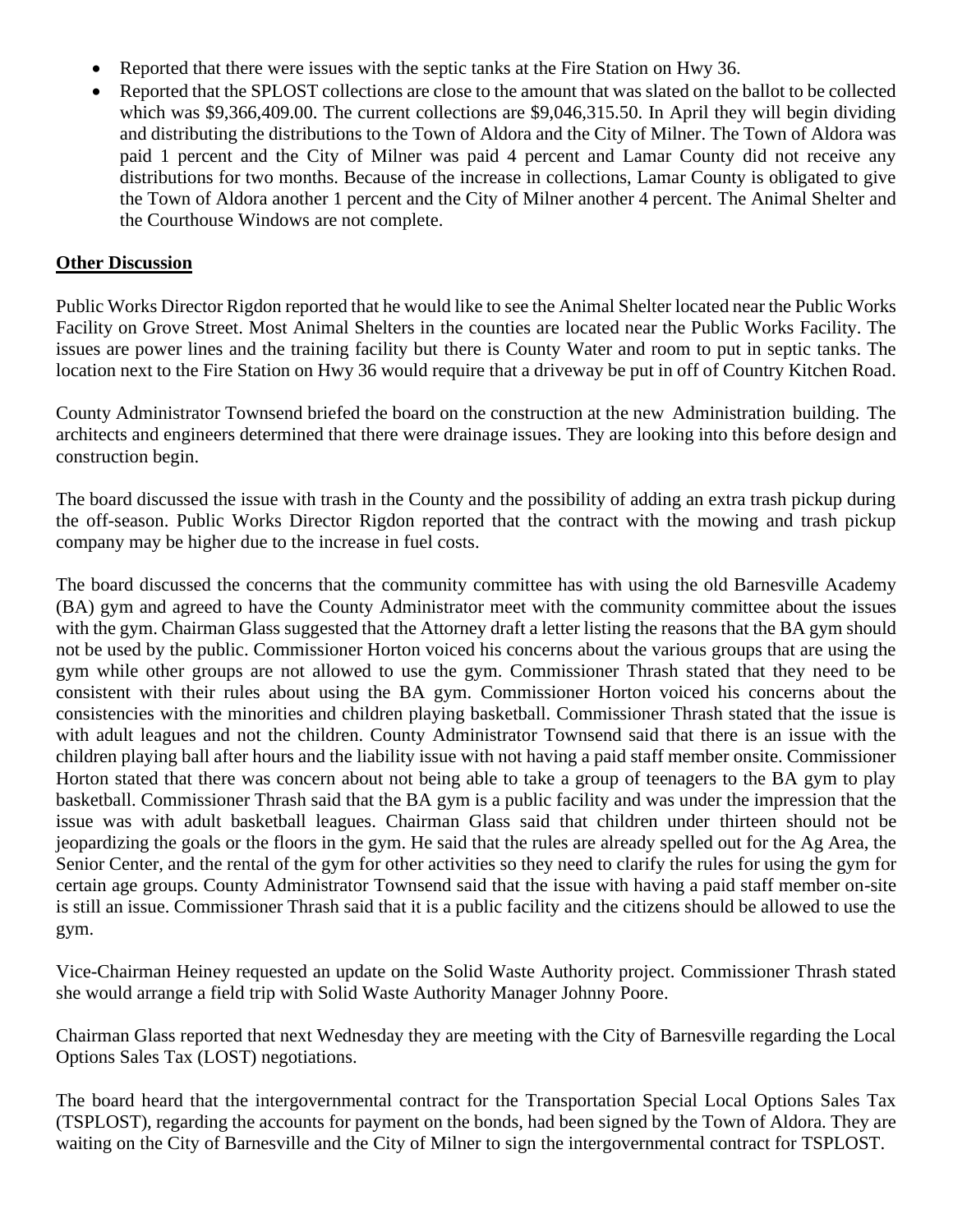- Reported that there were issues with the septic tanks at the Fire Station on Hwy 36.
- Reported that the SPLOST collections are close to the amount that was slated on the ballot to be collected which was $9,366,409.00. The current collections are $9,046,315.50. In April they will begin dividing and distributing the distributions to the Town of Aldora and the City of Milner. The Town of Aldora was paid 1 percent and the City of Milner was paid 4 percent and Lamar County did not receive any distributions for two months. Because of the increase in collections, Lamar County is obligated to give the Town of Aldora another 1 percent and the City of Milner another 4 percent. The Animal Shelter and the Courthouse Windows are not complete.

**Other Discussion**

Public Works Director Rigdon reported that he would like to see the Animal Shelter located near the Public Works Facility on Grove Street. Most Animal Shelters in the counties are located near the Public Works Facility. The issues are power lines and the training facility but there is County Water and room to put in septic tanks. The location next to the Fire Station on Hwy 36 would require that a driveway be put in off of Country Kitchen Road.

County Administrator Townsend briefed the board on the construction at the new Administration building. The architects and engineers determined that there were drainage issues. They are looking into this before design and construction begin.

The board discussed the issue with trash in the County and the possibility of adding an extra trash pickup during the off-season. Public Works Director Rigdon reported that the contract with the mowing and trash pickup company may be higher due to the increase in fuel costs.

The board discussed the concerns that the community committee has with using the old Barnesville Academy (BA) gym and agreed to have the County Administrator meet with the community committee about the issues with the gym. Chairman Glass suggested that the Attorney draft a letter listing the reasons that the BA gym should not be used by the public. Commissioner Horton voiced his concerns about the various groups that are using the gym while other groups are not allowed to use the gym. Commissioner Thrash stated that they need to be consistent with their rules about using the BA gym. Commissioner Horton voiced his concerns about the consistencies with the minorities and children playing basketball. Commissioner Thrash stated that the issue is with adult leagues and not the children. County Administrator Townsend said that there is an issue with the children playing ball after hours and the liability issue with not having a paid staff member onsite. Commissioner Horton stated that there was concern about not being able to take a group of teenagers to the BA gym to play basketball. Commissioner Thrash said that the BA gym is a public facility and was under the impression that the issue was with adult basketball leagues. Chairman Glass said that children under thirteen should not be jeopardizing the goals or the floors in the gym. He said that the rules are already spelled out for the Ag Area, the Senior Center, and the rental of the gym for other activities so they need to clarify the rules for using the gym for certain age groups. County Administrator Townsend said that the issue with having a paid staff member on-site is still an issue. Commissioner Thrash said that it is a public facility and the citizens should be allowed to use the gym.

Vice-Chairman Heiney requested an update on the Solid Waste Authority project. Commissioner Thrash stated she would arrange a field trip with Solid Waste Authority Manager Johnny Poore.

Chairman Glass reported that next Wednesday they are meeting with the City of Barnesville regarding the Local Options Sales Tax (LOST) negotiations.

The board heard that the intergovernmental contract for the Transportation Special Local Options Sales Tax (TSPLOST), regarding the accounts for payment on the bonds, had been signed by the Town of Aldora. They are waiting on the City of Barnesville and the City of Milner to sign the intergovernmental contract for TSPLOST.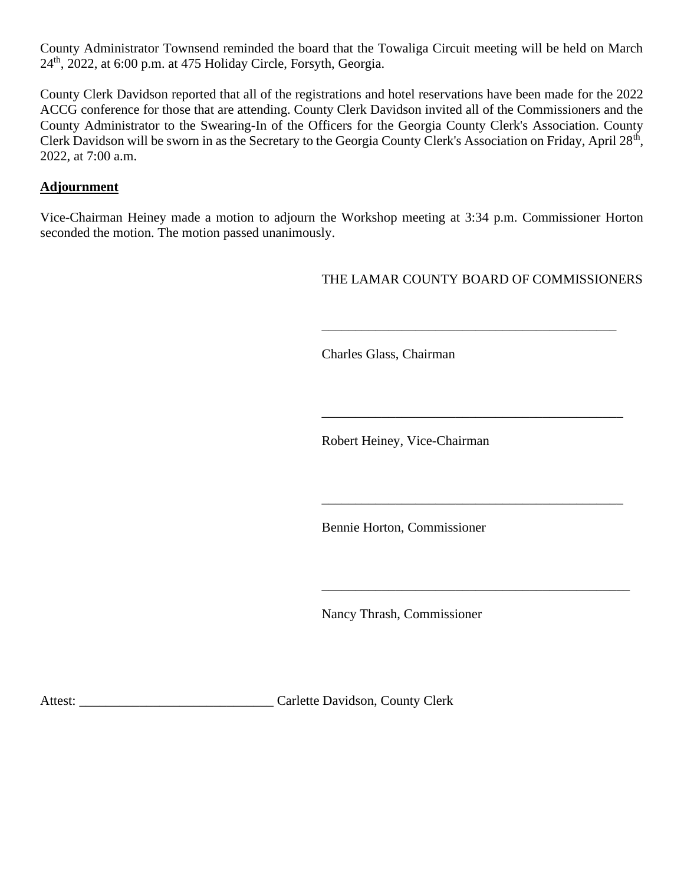County Administrator Townsend reminded the board that the Towaliga Circuit meeting will be held on March 24th, 2022, at 6:00 p.m. at 475 Holiday Circle, Forsyth, Georgia.

County Clerk Davidson reported that all of the registrations and hotel reservations have been made for the 2022 ACCG conference for those that are attending. County Clerk Davidson invited all of the Commissioners and the County Administrator to the Swearing-In of the Officers for the Georgia County Clerk's Association. County Clerk Davidson will be sworn in as the Secretary to the Georgia County Clerk's Association on Friday, April 28th, 2022, at 7:00 a.m.

**Adjournment**

Vice-Chairman Heiney made a motion to adjourn the Workshop meeting at 3:34 p.m. Commissioner Horton seconded the motion. The motion passed unanimously.

THE LAMAR COUNTY BOARD OF COMMISSIONERS

______________________________________________

Charles Glass, Chairman

______________________________________________

Robert Heiney, Vice-Chairman

______________________________________________

Bennie Horton, Commissioner

______________________________________________

Nancy Thrash, Commissioner

Attest: ______________________________ Carlette Davidson, County Clerk